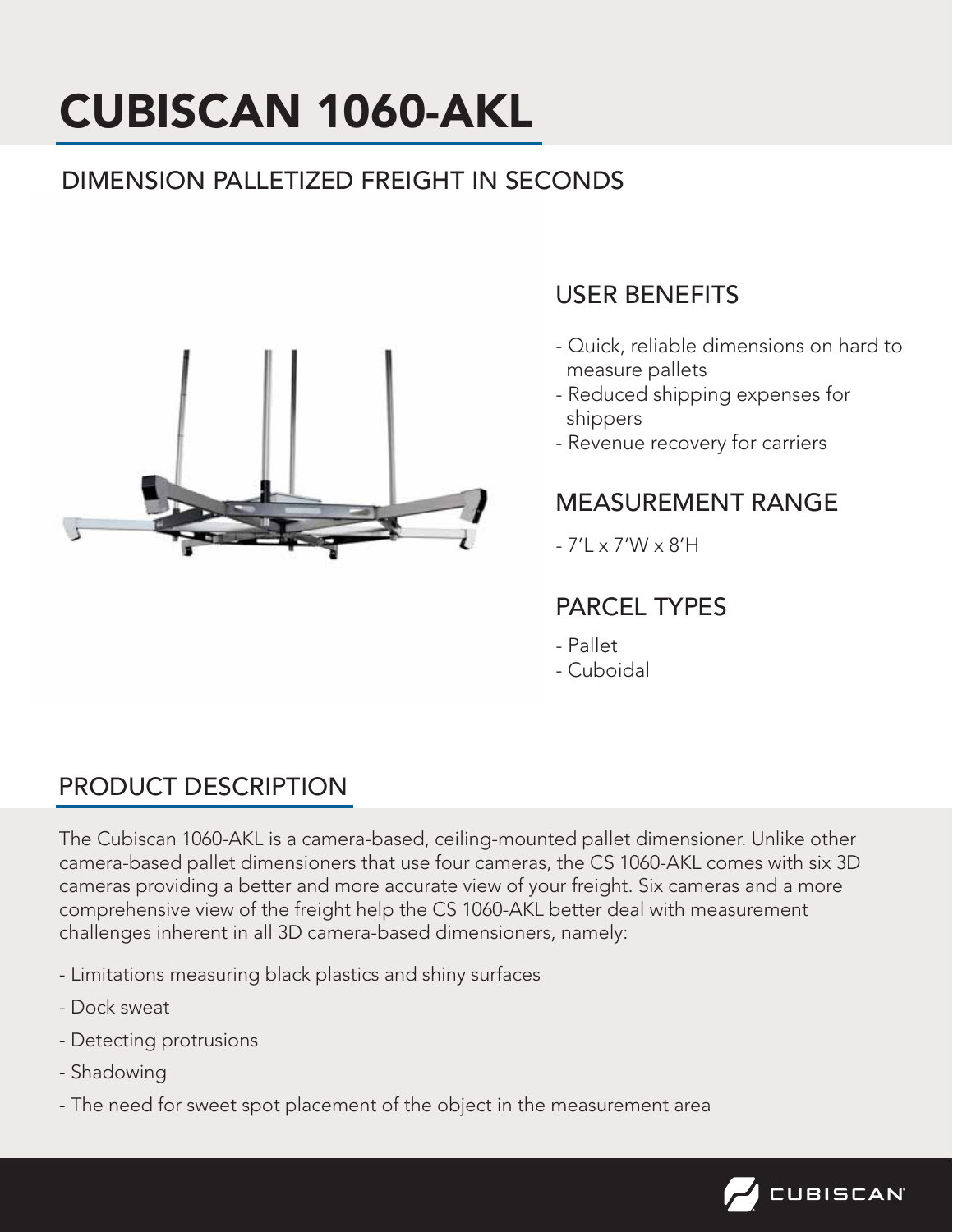# CUBISCAN 1060-AKL

## DIMENSION PALLETIZED FREIGHT IN SECONDS

## USER BENEFITS

- Quick, reliable dimensions on hard to measure pallets
- Reduced shipping expenses for shippers
- Revenue recovery for carriers

## MEASUREMENT RANGE

- 7'L x 7'W x 8'H

## PARCEL TYPES

- Pallet
- Cuboidal

## PRODUCT DESCRIPTION

The Cubiscan 1060-AKL is a camera-based, ceiling-mounted pallet dimensioner. Unlike other camera-based pallet dimensioners that use four cameras, the CS 1060-AKL comes with six 3D cameras providing a better and more accurate view of your freight. Six cameras and a more comprehensive view of the freight help the CS 1060-AKL better deal with measurement challenges inherent in all 3D camera-based dimensioners, namely:

- Limitations measuring black plastics and shiny surfaces
- Dock sweat
- Detecting protrusions
- Shadowing
- The need for sweet spot placement of the object in the measurement area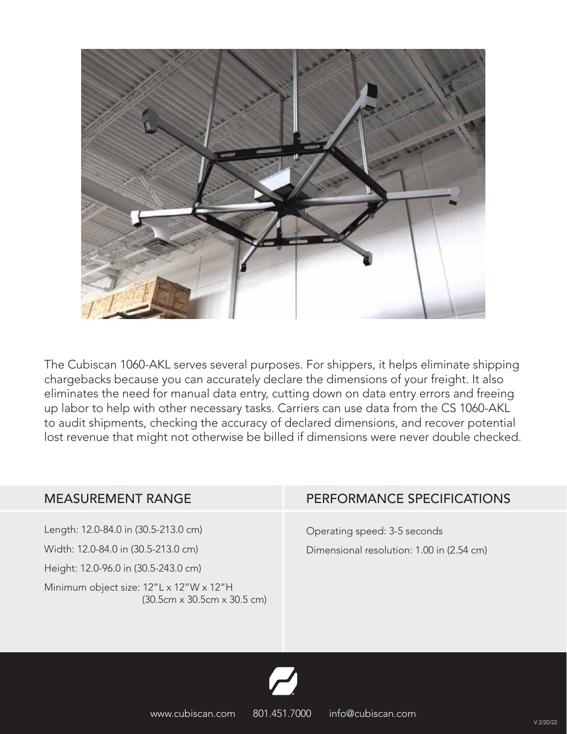The Cubiscan 1060-AKL serves several purposes. For shippers, it helps eliminate shipping chargebacks because you can accurately declare the dimensions of your freight. It also eliminates the need for manual data entry, cutting down on data entry errors and freeing up labor to help with other necessary tasks. Carriers can use data from the CS 1060-AKL to audit shipments, checking the accuracy of declared dimensions, and recover potential lost revenue that might not otherwise be billed if dimensions were never double checked.

## MEASUREMENT RANGE

Length: 12.0-84.0 in (30.5-213.0 cm)

Width: 12.0-84.0 in (30.5-213.0 cm)

Height: 12.0-96.0 in (30.5-243.0 cm)

Minimum object size: 12"L x 12"W x 12"H (30.5cm x 30.5cm x 30.5 cm)

## PERFORMANCE SPECIFICATIONS

Operating speed: 3-5 seconds

Dimensional resolution: 1.00 in (2.54 cm)

www.cubiscan.com   801.451.7000   info@cubiscan.com

V 2/20/22